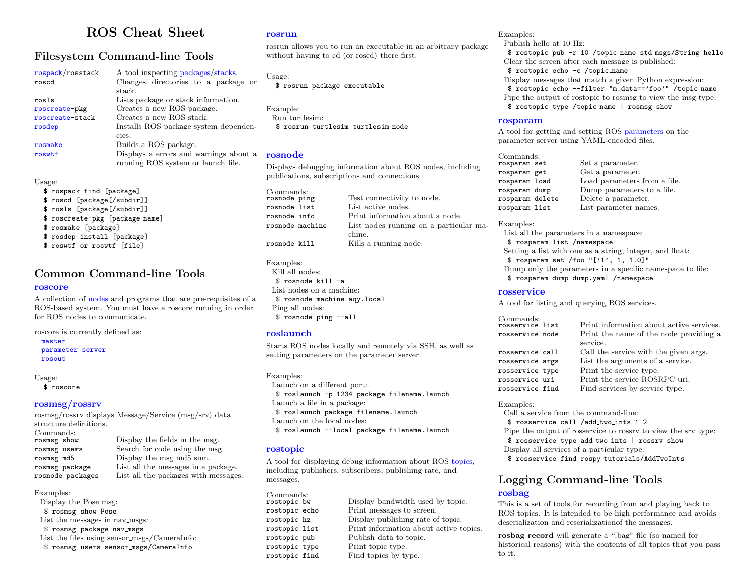# ROS Cheat Sheet

## Filesystem Command-line Tools

| | |
|---|---|
| rospack/rosstack | A tool inspecting packages/stacks. |
| roscd | Changes directories to a package or stack. |
| rosls | Lists package or stack information. |
| roscreate-pkg | Creates a new ROS package. |
| roscreate-stack | Creates a new ROS stack. |
| rosdep | Installs ROS package system dependencies. |
| rosmake | Builds a ROS package. |
| roswtf | Displays a errors and warnings about a running ROS system or launch file. |

Usage:

```
$ rospack find [package]
$ roscd [package[/subdir]]
$ rosls [package[/subdir]]
$ roscreate-pkg [package_name]
$ rosmake [package]
$ rosdep install [package]
$ roswtf or roswtf [file]
```

## Common Command-line Tools

### roscore

A collection of nodes and programs that are pre-requisites of a ROS-based system. You must have a roscore running in order for ROS nodes to communicate.

roscore is currently defined as:

```
master
parameter server
rosout
```

Usage:

```
$ roscore
```

### rosmsg/rossrv

rosmsg/rossrv displays Message/Service (msg/srv) data structure definitions.

Commands:

| | |
|---|---|
| rosmsg show | Display the fields in the msg. |
| rosmsg users | Search for code using the msg. |
| rosmsg md5 | Display the msg md5 sum. |
| rosmsg package | List all the messages in a package. |
| rosnode packages | List all the packages with messages. |

Examples:

Display the Pose msg:

```
$ rosmsg show Pose
```

List the messages in nav_msgs:

```
$ rosmsg package nav_msgs
```

List the files using sensor_msgs/CameraInfo:

```
$ rosmsg users sensor_msgs/CameraInfo
```

### rosrun

rosrun allows you to run an executable in an arbitrary package without having to cd (or roscd) there first.

Usage:

```
$ rosrun package executable
```

Example:

Run turtlesim:

```
$ rosrun turtlesim turtlesim_node
```

### rosnode

Displays debugging information about ROS nodes, including publications, subscriptions and connections.

Commands:

| | |
|---|---|
| rosnode ping | Test connectivity to node. |
| rosnode list | List active nodes. |
| rosnode info | Print information about a node. |
| rosnode machine | List nodes running on a particular machine. |
| rosnode kill | Kills a running node. |

Examples:

Kill all nodes:

```
$ rosnode kill -a
```

List nodes on a machine:

```
$ rosnode machine aqy.local
```

Ping all nodes:

```
$ rosnode ping --all
```

### roslaunch

Starts ROS nodes locally and remotely via SSH, as well as setting parameters on the parameter server.

Examples:

Launch on a different port:

```
$ roslaunch -p 1234 package filename.launch
```

Launch a file in a package:

```
$ roslaunch package filename.launch
```

Launch on the local nodes:

```
$ roslaunch --local package filename.launch
```

### rostopic

A tool for displaying debug information about ROS topics, including publishers, subscribers, publishing rate, and messages.

Commands:

| | |
|---|---|
| rostopic bw | Display bandwidth used by topic. |
| rostopic echo | Print messages to screen. |
| rostopic hz | Display publishing rate of topic. |
| rostopic list | Print information about active topics. |
| rostopic pub | Publish data to topic. |
| rostopic type | Print topic type. |
| rostopic find | Find topics by type. |

Examples:

Publish hello at 10 Hz:

```
$ rostopic pub -r 10 /topic_name std_msgs/String hello
```

Clear the screen after each message is published:

```
$ rostopic echo -c /topic_name
```

Display messages that match a given Python expression:

```
$ rostopic echo --filter "m.data=='foo'" /topic_name
```

Pipe the output of rostopic to rosmsg to view the msg type:

```
$ rostopic type /topic_name | rosmsg show
```

### rosparam

A tool for getting and setting ROS parameters on the parameter server using YAML-encoded files.

Commands:

| | |
|---|---|
| rosparam set | Set a parameter. |
| rosparam get | Get a parameter. |
| rosparam load | Load parameters from a file. |
| rosparam dump | Dump parameters to a file. |
| rosparam delete | Delete a parameter. |
| rosparam list | List parameter names. |

Examples:

List all the parameters in a namespace:

```
$ rosparam list /namespace
```

Setting a list with one as a string, integer, and float:

```
$ rosparam set /foo "['1', 1, 1.0]"
```

Dump only the parameters in a specific namespace to file:

```
$ rosparam dump dump.yaml /namespace
```

### rosservice

A tool for listing and querying ROS services.

Commands:

| | |
|---|---|
| rosservice list | Print information about active services. |
| rosservice node | Print the name of the node providing a service. |
| rosservice call | Call the service with the given args. |
| rosservice args | List the arguments of a service. |
| rosservice type | Print the service type. |
| rosservice uri | Print the service ROSRPC uri. |
| rosservice find | Find services by service type. |

Examples:

Call a service from the command-line:

```
$ rosservice call /add_two_ints 1 2
```

Pipe the output of rosservice to rossrv to view the srv type:

```
$ rosservice type add_two_ints | rossrv show
```

Display all services of a particular type:

```
$ rosservice find rospy_tutorials/AddTwoInts
```

## Logging Command-line Tools

### rosbag

This is a set of tools for recording from and playing back to ROS topics. It is intended to be high performance and avoids deserialization and reserializationof the messages.

**rosbag record** will generate a ".bag" file (so named for historical reasons) with the contents of all topics that you pass to it.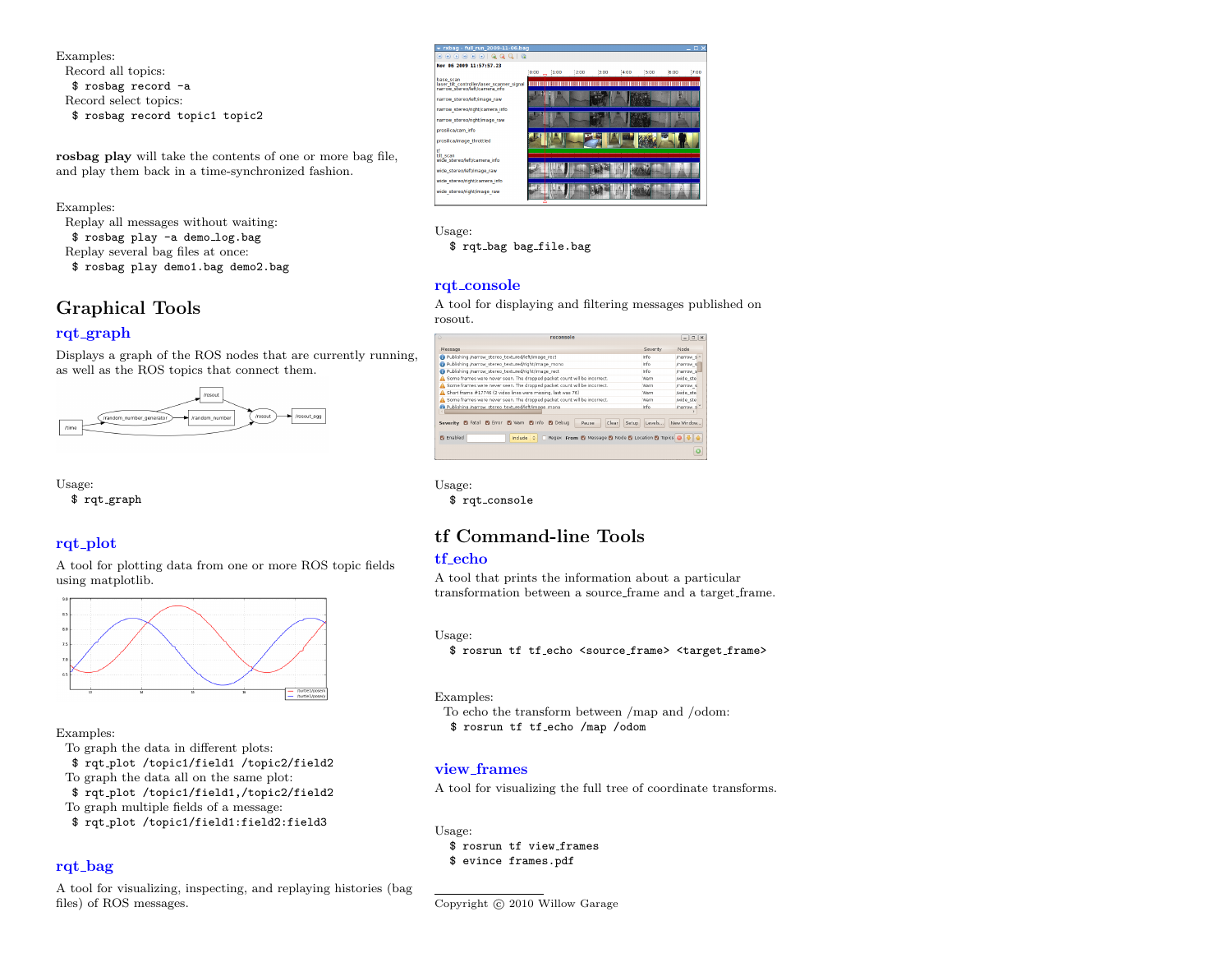Examples:

Record all topics:
```
$ rosbag record -a
```
Record select topics:
```
$ rosbag record topic1 topic2
```

**rosbag play** will take the contents of one or more bag file, and play them back in a time-synchronized fashion.

Examples:

Replay all messages without waiting:
```
$ rosbag play -a demo_log.bag
```
Replay several bag files at once:
```
$ rosbag play demo1.bag demo2.bag
```

# Graphical Tools

## rqt_graph

Displays a graph of the ROS nodes that are currently running, as well as the ROS topics that connect them.

Usage:
```
$ rqt_graph
```

## rqt_plot

A tool for plotting data from one or more ROS topic fields using matplotlib.

Examples:

To graph the data in different plots:
```
$ rqt_plot /topic1/field1 /topic2/field2
```
To graph the data all on the same plot:
```
$ rqt_plot /topic1/field1,/topic2/field2
```
To graph multiple fields of a message:
```
$ rqt_plot /topic1/field1:field2:field3
```

## rqt_bag

A tool for visualizing, inspecting, and replaying histories (bag files) of ROS messages.

Usage:
```
$ rqt_bag bag_file.bag
```

## rqt_console

A tool for displaying and filtering messages published on rosout.

Usage:
```
$ rqt_console
```

# tf Command-line Tools

## tf_echo

A tool that prints the information about a particular transformation between a source_frame and a target_frame.

Usage:
```
$ rosrun tf tf_echo <source_frame> <target_frame>
```

Examples:

To echo the transform between /map and /odom:
```
$ rosrun tf tf_echo /map /odom
```

## view_frames

A tool for visualizing the full tree of coordinate transforms.

Usage:
```
$ rosrun tf view_frames
$ evince frames.pdf
```

Copyright © 2010 Willow Garage